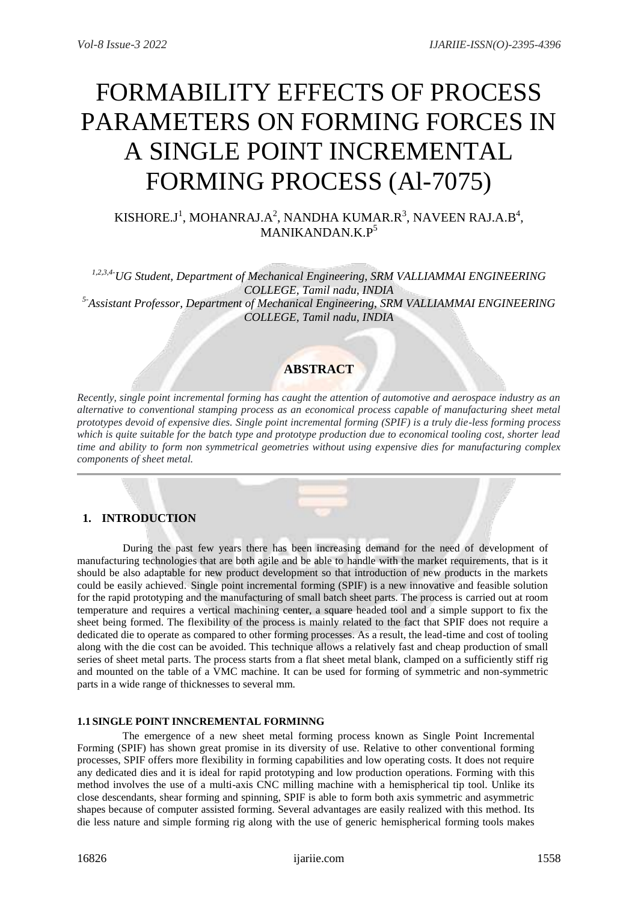# FORMABILITY EFFECTS OF PROCESS PARAMETERS ON FORMING FORCES IN A SINGLE POINT INCREMENTAL FORMING PROCESS (Al-7075)

KISHORE.J[1], MOHANRAJ.A[2], NANDHA KUMAR.R[3], NAVEEN RAJ.A.B[4], MANIKANDAN.K.P[5]

*[1,2,3,4-]UG Student, Department of Mechanical Engineering, SRM VALLIAMMAI ENGINEERING COLLEGE, Tamil nadu, INDIA*

*[5-]Assistant Professor, Department of Mechanical Engineering, SRM VALLIAMMAI ENGINEERING COLLEGE, Tamil nadu, INDIA*

## ABSTRACT

*Recently, single point incremental forming has caught the attention of automotive and aerospace industry as an alternative to conventional stamping process as an economical process capable of manufacturing sheet metal prototypes devoid of expensive dies. Single point incremental forming (SPIF) is a truly die-less forming process which is quite suitable for the batch type and prototype production due to economical tooling cost, shorter lead time and ability to form non symmetrical geometries without using expensive dies for manufacturing complex components of sheet metal.*

## 1. INTRODUCTION

During the past few years there has been increasing demand for the need of development of manufacturing technologies that are both agile and be able to handle with the market requirements, that is it should be also adaptable for new product development so that introduction of new products in the markets could be easily achieved. Single point incremental forming (SPIF) is a new innovative and feasible solution for the rapid prototyping and the manufacturing of small batch sheet parts. The process is carried out at room temperature and requires a vertical machining center, a square headed tool and a simple support to fix the sheet being formed. The flexibility of the process is mainly related to the fact that SPIF does not require a dedicated die to operate as compared to other forming processes. As a result, the lead-time and cost of tooling along with the die cost can be avoided. This technique allows a relatively fast and cheap production of small series of sheet metal parts. The process starts from a flat sheet metal blank, clamped on a sufficiently stiff rig and mounted on the table of a VMC machine. It can be used for forming of symmetric and non-symmetric parts in a wide range of thicknesses to several mm.

### 1.1 SINGLE POINT INNCREMENTAL FORMINNG

The emergence of a new sheet metal forming process known as Single Point Incremental Forming (SPIF) has shown great promise in its diversity of use. Relative to other conventional forming processes, SPIF offers more flexibility in forming capabilities and low operating costs. It does not require any dedicated dies and it is ideal for rapid prototyping and low production operations. Forming with this method involves the use of a multi-axis CNC milling machine with a hemispherical tip tool. Unlike its close descendants, shear forming and spinning, SPIF is able to form both axis symmetric and asymmetric shapes because of computer assisted forming. Several advantages are easily realized with this method. Its die less nature and simple forming rig along with the use of generic hemispherical forming tools makes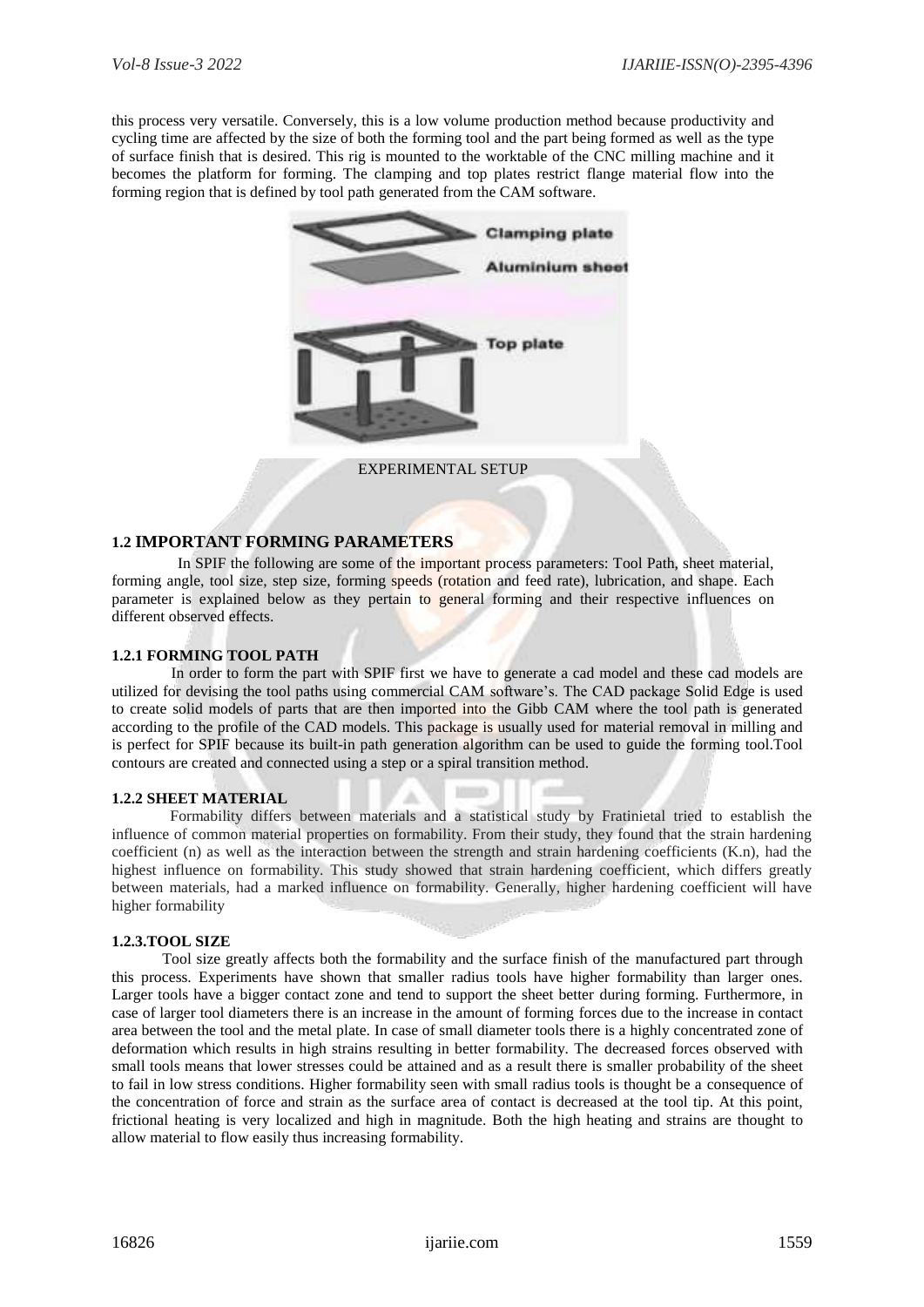this process very versatile. Conversely, this is a low volume production method because productivity and cycling time are affected by the size of both the forming tool and the part being formed as well as the type of surface finish that is desired. This rig is mounted to the worktable of the CNC milling machine and it becomes the platform for forming. The clamping and top plates restrict flange material flow into the forming region that is defined by tool path generated from the CAM software.

Clamping plate

Aluminium sheet

Top plate

EXPERIMENTAL SETUP

## 1.2 IMPORTANT FORMING PARAMETERS

In SPIF the following are some of the important process parameters: Tool Path, sheet material, forming angle, tool size, step size, forming speeds (rotation and feed rate), lubrication, and shape. Each parameter is explained below as they pertain to general forming and their respective influences on different observed effects.

### 1.2.1 FORMING TOOL PATH

In order to form the part with SPIF first we have to generate a cad model and these cad models are utilized for devising the tool paths using commercial CAM software's. The CAD package Solid Edge is used to create solid models of parts that are then imported into the Gibb CAM where the tool path is generated according to the profile of the CAD models. This package is usually used for material removal in milling and is perfect for SPIF because its built-in path generation algorithm can be used to guide the forming tool.Tool contours are created and connected using a step or a spiral transition method.

### 1.2.2 SHEET MATERIAL

Formability differs between materials and a statistical study by Fratinietal tried to establish the influence of common material properties on formability. From their study, they found that the strain hardening coefficient (n) as well as the interaction between the strength and strain hardening coefficients (K.n), had the highest influence on formability. This study showed that strain hardening coefficient, which differs greatly between materials, had a marked influence on formability. Generally, higher hardening coefficient will have higher formability

### 1.2.3.TOOL SIZE

Tool size greatly affects both the formability and the surface finish of the manufactured part through this process. Experiments have shown that smaller radius tools have higher formability than larger ones. Larger tools have a bigger contact zone and tend to support the sheet better during forming. Furthermore, in case of larger tool diameters there is an increase in the amount of forming forces due to the increase in contact area between the tool and the metal plate. In case of small diameter tools there is a highly concentrated zone of deformation which results in high strains resulting in better formability. The decreased forces observed with small tools means that lower stresses could be attained and as a result there is smaller probability of the sheet to fail in low stress conditions. Higher formability seen with small radius tools is thought be a consequence of the concentration of force and strain as the surface area of contact is decreased at the tool tip. At this point, frictional heating is very localized and high in magnitude. Both the high heating and strains are thought to allow material to flow easily thus increasing formability.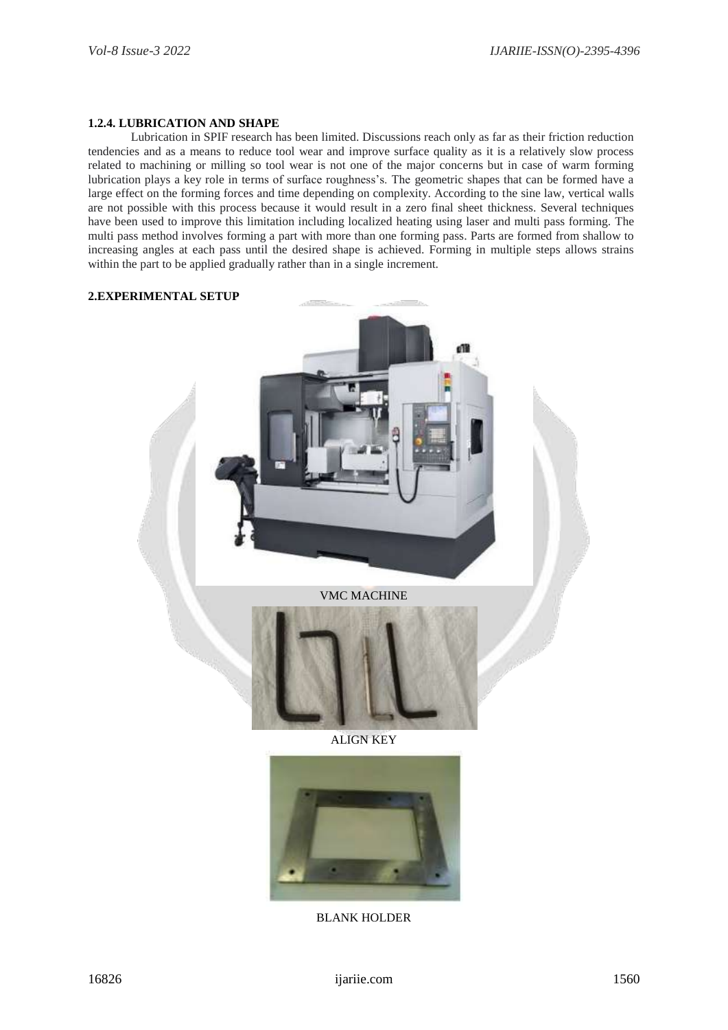#### 1.2.4. LUBRICATION AND SHAPE

Lubrication in SPIF research has been limited. Discussions reach only as far as their friction reduction tendencies and as a means to reduce tool wear and improve surface quality as it is a relatively slow process related to machining or milling so tool wear is not one of the major concerns but in case of warm forming lubrication plays a key role in terms of surface roughness's. The geometric shapes that can be formed have a large effect on the forming forces and time depending on complexity. According to the sine law, vertical walls are not possible with this process because it would result in a zero final sheet thickness. Several techniques have been used to improve this limitation including localized heating using laser and multi pass forming. The multi pass method involves forming a part with more than one forming pass. Parts are formed from shallow to increasing angles at each pass until the desired shape is achieved. Forming in multiple steps allows strains within the part to be applied gradually rather than in a single increment.

## 2.EXPERIMENTAL SETUP

VMC MACHINE

ALIGN KEY

BLANK HOLDER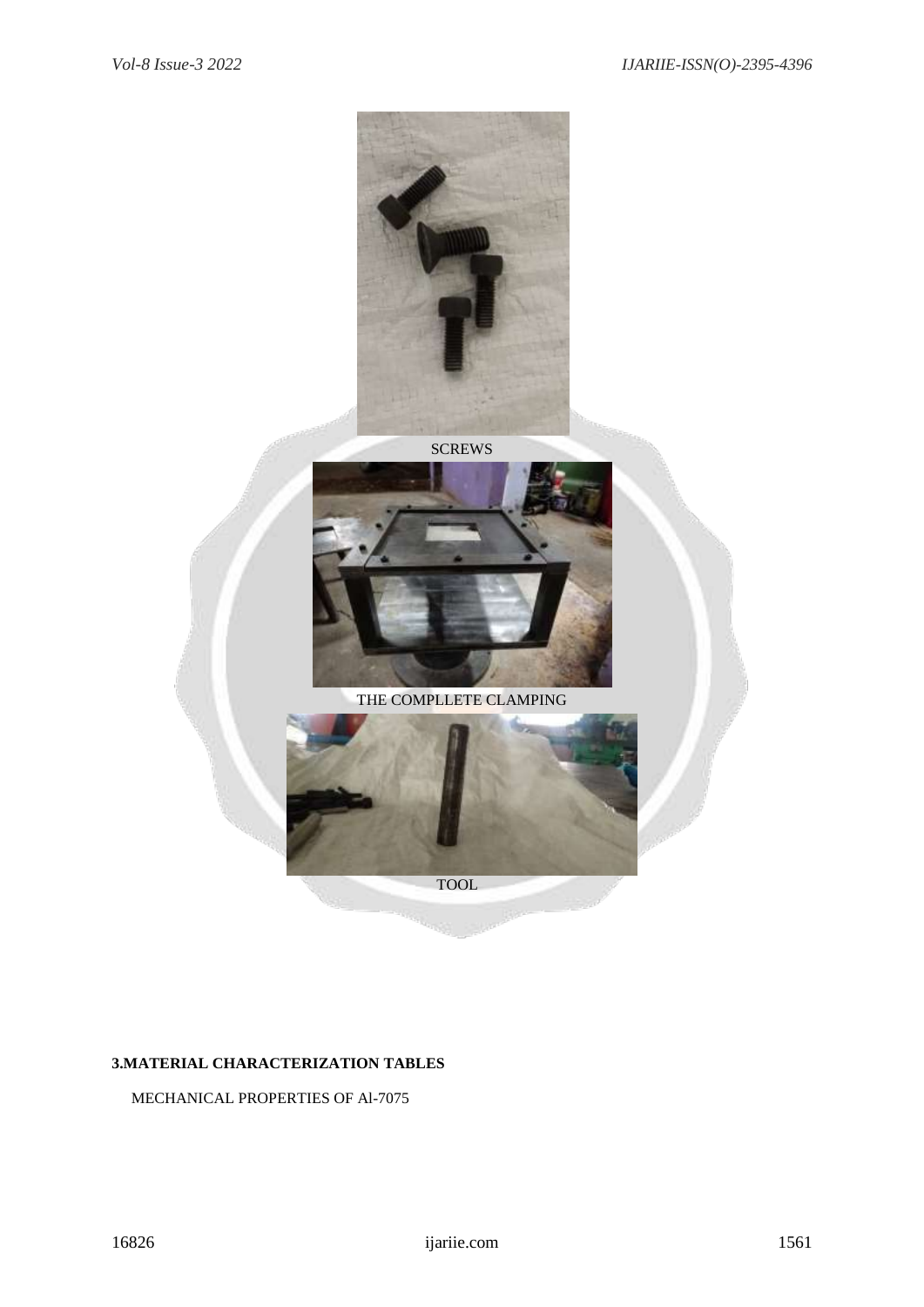SCREWS

THE COMPLLETE CLAMPING

TOOL

**3.MATERIAL CHARACTERIZATION TABLES**

MECHANICAL PROPERTIES OF Al-7075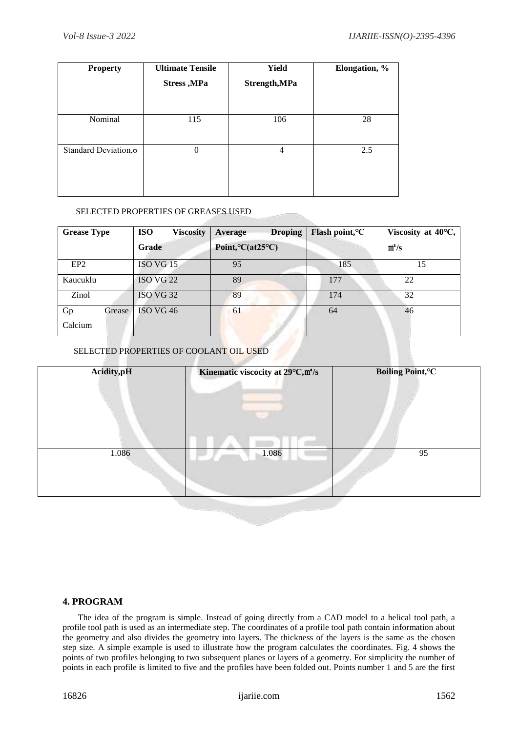| Property | Ultimate Tensile Stress ,MPa | Yield Strength,MPa | Elongation, % |
|---|---|---|---|
| Nominal | 115 | 106 | 28 |
| Standard Deviation,σ | 0 | 4 | 2.5 |

SELECTED PROPERTIES OF GREASES USED

| Grease Type | ISO Viscosity Grade | Average Droping Point,°C(at25°C) | Flash point,°C | Viscosity at 40°C, ㎡/s |
|---|---|---|---|---|
| EP2 | ISO VG 15 | 95 | 185 | 15 |
| Kaucuklu | ISO VG 22 | 89 | 177 | 22 |
| Zinol | ISO VG 32 | 89 | 174 | 32 |
| Gp Grease Calcium | ISO VG 46 | 61 | 64 | 46 |

SELECTED PROPERTIES OF COOLANT OIL USED

| Acidity,pH | Kinematic viscocity at 29°C,㎡/s | Boiling Point,°C |
|---|---|---|
| 1.086 | 1.086 | 95 |

## 4. PROGRAM

The idea of the program is simple. Instead of going directly from a CAD model to a helical tool path, a profile tool path is used as an intermediate step. The coordinates of a profile tool path contain information about the geometry and also divides the geometry into layers. The thickness of the layers is the same as the chosen step size. A simple example is used to illustrate how the program calculates the coordinates. Fig. 4 shows the points of two profiles belonging to two subsequent planes or layers of a geometry. For simplicity the number of points in each profile is limited to five and the profiles have been folded out. Points number 1 and 5 are the first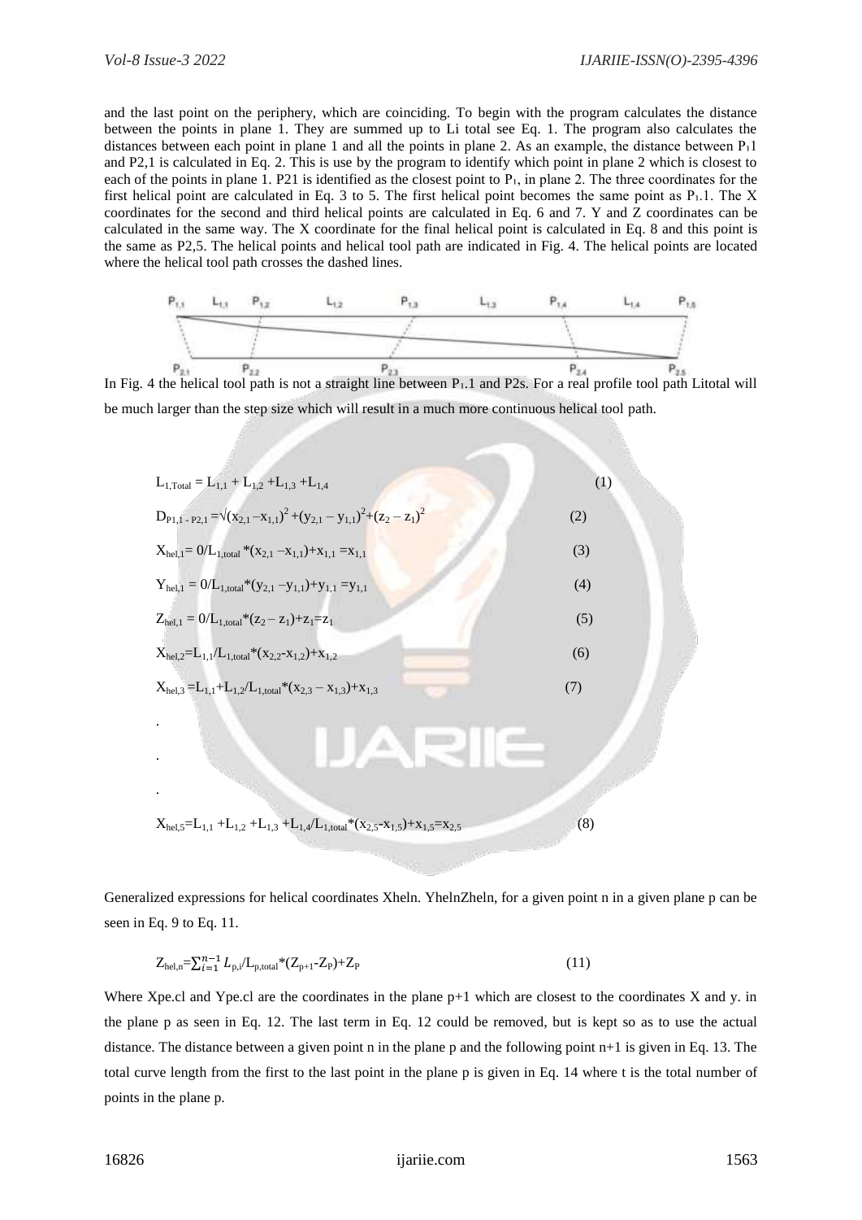and the last point on the periphery, which are coinciding. To begin with the program calculates the distance between the points in plane 1. They are summed up to Li total see Eq. 1. The program also calculates the distances between each point in plane 1 and all the points in plane 2. As an example, the distance between $P_11$ and P2,1 is calculated in Eq. 2. This is use by the program to identify which point in plane 2 which is closest to each of the points in plane 1. P21 is identified as the closest point to $P_1$, in plane 2. The three coordinates for the first helical point are calculated in Eq. 3 to 5. The first helical point becomes the same point as $P_1.1$. The X coordinates for the second and third helical points are calculated in Eq. 6 and 7. Y and Z coordinates can be calculated in the same way. The X coordinate for the final helical point is calculated in Eq. 8 and this point is the same as P2,5. The helical points and helical tool path are indicated in Fig. 4. The helical points are located where the helical tool path crosses the dashed lines.

$P_{1,1}$ $L_{1,1}$ $P_{1,2}$ $L_{1,2}$ $P_{1,3}$ $L_{1,3}$ $P_{1,4}$ $L_{1,4}$ $P_{1,5}$

$P_{2,1}$ $P_{2,2}$ $P_{2,3}$ $P_{2,4}$ $P_{2,5}$

In Fig. 4 the helical tool path is not a straight line between $P_1.1$ and P2s. For a real profile tool path Litotal will be much larger than the step size which will result in a much more continuous helical tool path.

$$L_{1,Total} = L_{1,1} + L_{1,2} + L_{1,3} + L_{1,4} \quad (1)$$

$$D_{P1,1-P2,1} = \sqrt{(x_{2,1} - x_{1,1})^2 + (y_{2,1} - y_{1,1})^2 + (z_2 - z_1)^2} \quad (2)$$

$$X_{hel,1} = 0/L_{1,total} * (x_{2,1} - x_{1,1}) + x_{1,1} = x_{1,1} \quad (3)$$

$$Y_{hel,1} = 0/L_{1,total} * (y_{2,1} - y_{1,1}) + y_{1,1} = y_{1,1} \quad (4)$$

$$Z_{hel,1} = 0/L_{1,total} * (z_2 - z_1) + z_1 = z_1 \quad (5)$$

$$X_{hel,2} = L_{1,1}/L_{1,total} * (x_{2,2} - x_{1,2}) + x_{1,2} \quad (6)$$

$$X_{hel,3} = L_{1,1} + L_{1,2}/L_{1,total} * (x_{2,3} - x_{1,3}) + x_{1,3} \quad (7)$$

.

.

.

$$X_{hel,5} = L_{1,1} + L_{1,2} + L_{1,3} + L_{1,4}/L_{1,total} * (x_{2,5} - x_{1,5}) + x_{1,5} = x_{2,5} \quad (8)$$

Generalized expressions for helical coordinates Xheln. YhelnZheln, for a given point n in a given plane p can be seen in Eq. 9 to Eq. 11.

$$Z_{hel,n} = \sum_{i=1}^{n-1} L_{p,i}/L_{p,total} * (Z_{p+1} - Z_P) + Z_P \quad (11)$$

Where Xpe.cl and Ype.cl are the coordinates in the plane p+1 which are closest to the coordinates X and y. in the plane p as seen in Eq. 12. The last term in Eq. 12 could be removed, but is kept so as to use the actual distance. The distance between a given point n in the plane p and the following point n+1 is given in Eq. 13. The total curve length from the first to the last point in the plane p is given in Eq. 14 where t is the total number of points in the plane p.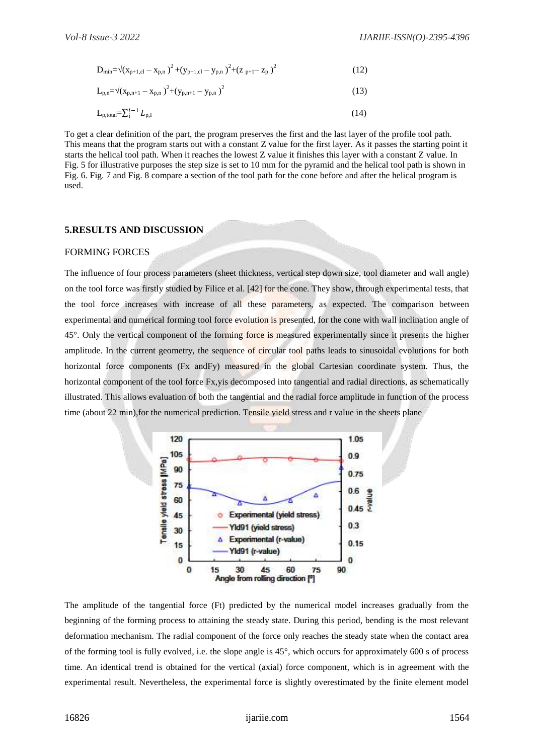$$D_{min}=\sqrt{(x_{p+1,cl}-x_{p,n})^2+(y_{p+1,cl}-y_{p,n})^2+(z_{p+1}-z_p)^2} \quad (12)$$

$$L_{p,n}=\sqrt{(x_{p,n+1}-x_{p,n})^2+(y_{p,n+1}-y_{p,n})^2} \quad (13)$$

$$L_{p,total}=\sum_{i}^{i-1} L_{p,I} \quad (14)$$

To get a clear definition of the part, the program preserves the first and the last layer of the profile tool path. This means that the program starts out with a constant Z value for the first layer. As it passes the starting point it starts the helical tool path. When it reaches the lowest Z value it finishes this layer with a constant Z value. In Fig. 5 for illustrative purposes the step size is set to 10 mm for the pyramid and the helical tool path is shown in Fig. 6. Fig. 7 and Fig. 8 compare a section of the tool path for the cone before and after the helical program is used.

## 5.RESULTS AND DISCUSSION

### FORMING FORCES

The influence of four process parameters (sheet thickness, vertical step down size, tool diameter and wall angle) on the tool force was firstly studied by Filice et al. [42] for the cone. They show, through experimental tests, that the tool force increases with increase of all these parameters, as expected. The comparison between experimental and numerical forming tool force evolution is presented, for the cone with wall inclination angle of 45°. Only the vertical component of the forming force is measured experimentally since it presents the higher amplitude. In the current geometry, the sequence of circular tool paths leads to sinusoidal evolutions for both horizontal force components (Fx andFy) measured in the global Cartesian coordinate system. Thus, the horizontal component of the tool force Fx,yis decomposed into tangential and radial directions, as schematically illustrated. This allows evaluation of both the tangential and the radial force amplitude in function of the process time (about 22 min),for the numerical prediction. Tensile yield stress and r value in the sheets plane

The amplitude of the tangential force (Ft) predicted by the numerical model increases gradually from the beginning of the forming process to attaining the steady state. During this period, bending is the most relevant deformation mechanism. The radial component of the force only reaches the steady state when the contact area of the forming tool is fully evolved, i.e. the slope angle is 45°, which occurs for approximately 600 s of process time. An identical trend is obtained for the vertical (axial) force component, which is in agreement with the experimental result. Nevertheless, the experimental force is slightly overestimated by the finite element model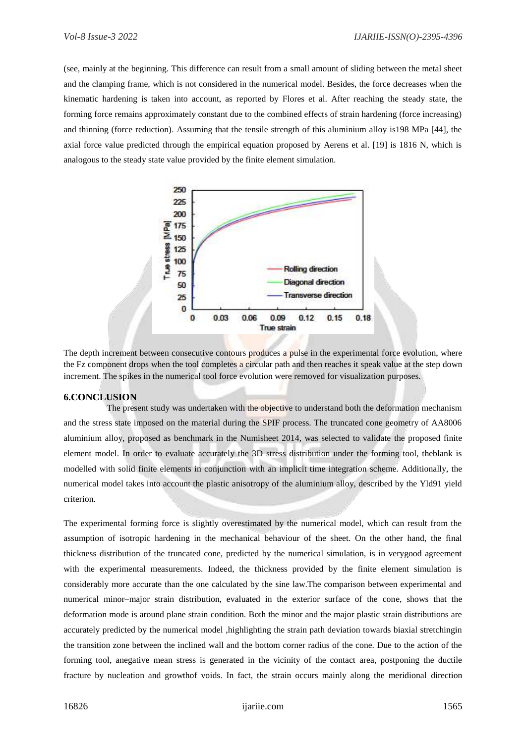(see, mainly at the beginning. This difference can result from a small amount of sliding between the metal sheet and the clamping frame, which is not considered in the numerical model. Besides, the force decreases when the kinematic hardening is taken into account, as reported by Flores et al. After reaching the steady state, the forming force remains approximately constant due to the combined effects of strain hardening (force increasing) and thinning (force reduction). Assuming that the tensile strength of this aluminium alloy is198 MPa [44], the axial force value predicted through the empirical equation proposed by Aerens et al. [19] is 1816 N, which is analogous to the steady state value provided by the finite element simulation.

The depth increment between consecutive contours produces a pulse in the experimental force evolution, where the Fz component drops when the tool completes a circular path and then reaches it speak value at the step down increment. The spikes in the numerical tool force evolution were removed for visualization purposes.

## 6.CONCLUSION

The present study was undertaken with the objective to understand both the deformation mechanism and the stress state imposed on the material during the SPIF process. The truncated cone geometry of AA8006 aluminium alloy, proposed as benchmark in the Numisheet 2014, was selected to validate the proposed finite element model. In order to evaluate accurately the 3D stress distribution under the forming tool, theblank is modelled with solid finite elements in conjunction with an implicit time integration scheme. Additionally, the numerical model takes into account the plastic anisotropy of the aluminium alloy, described by the Yld91 yield criterion.

The experimental forming force is slightly overestimated by the numerical model, which can result from the assumption of isotropic hardening in the mechanical behaviour of the sheet. On the other hand, the final thickness distribution of the truncated cone, predicted by the numerical simulation, is in verygood agreement with the experimental measurements. Indeed, the thickness provided by the finite element simulation is considerably more accurate than the one calculated by the sine law.The comparison between experimental and numerical minor–major strain distribution, evaluated in the exterior surface of the cone, shows that the deformation mode is around plane strain condition. Both the minor and the major plastic strain distributions are accurately predicted by the numerical model ,highlighting the strain path deviation towards biaxial stretchingin the transition zone between the inclined wall and the bottom corner radius of the cone. Due to the action of the forming tool, anegative mean stress is generated in the vicinity of the contact area, postponing the ductile fracture by nucleation and growthof voids. In fact, the strain occurs mainly along the meridional direction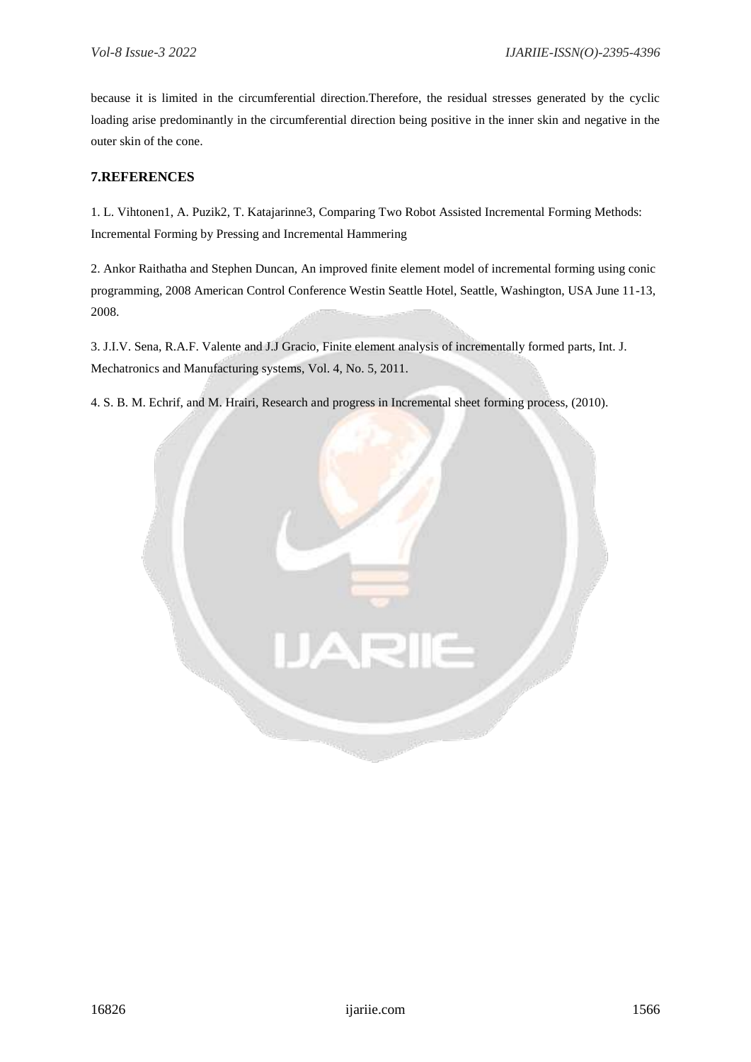because it is limited in the circumferential direction.Therefore, the residual stresses generated by the cyclic loading arise predominantly in the circumferential direction being positive in the inner skin and negative in the outer skin of the cone.

## 7.REFERENCES

1. L. Vihtonen1, A. Puzik2, T. Katajarinne3, Comparing Two Robot Assisted Incremental Forming Methods: Incremental Forming by Pressing and Incremental Hammering

2. Ankor Raithatha and Stephen Duncan, An improved finite element model of incremental forming using conic programming, 2008 American Control Conference Westin Seattle Hotel, Seattle, Washington, USA June 11-13, 2008.

3. J.I.V. Sena, R.A.F. Valente and J.J Gracio, Finite element analysis of incrementally formed parts, Int. J. Mechatronics and Manufacturing systems, Vol. 4, No. 5, 2011.

4. S. B. M. Echrif, and M. Hrairi, Research and progress in Incremental sheet forming process, (2010).